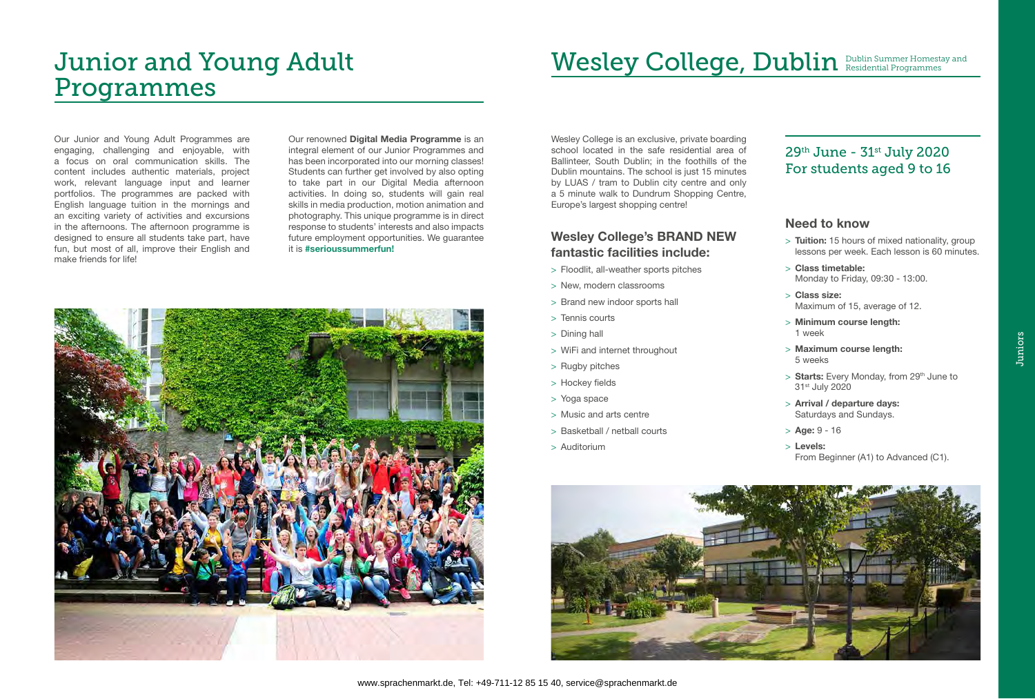# Junior and Young Adult Programmes

Our Junior and Young Adult Programmes are engaging, challenging and enjoyable, with a focus on oral communication skills. The content includes authentic materials, project work, relevant language input and learner portfolios. The programmes are packed with English language tuition in the mornings and an exciting variety of activities and excursions in the afternoons. The afternoon programme is designed to ensure all students take part, have fun, but most of all, improve their English and make friends for life!

Our renowned **Digital Media Programme** is an integral element of our Junior Programmes and has been incorporated into our morning classes! Students can further get involved by also opting to take part in our Digital Media afternoon activities. In doing so, students will gain real skills in media production, motion animation and photography. This unique programme is in direct response to students' interests and also impacts future employment opportunities. We guarantee it is **#serioussummerfun!**

# Wesley College, Dublin

Dublin Summer Homestay and Residential Programmes

Wesley College is an exclusive, private boarding school located in the safe residential area of Ballinteer, South Dublin; in the foothills of the Dublin mountains. The school is just 15 minutes by LUAS / tram to Dublin city centre and only a 5 minute walk to Dundrum Shopping Centre, Europe's largest shopping centre!

### Wesley College's BRAND NEW fantastic facilities include:

> Floodlit, all-weather sports pitches
> New, modern classrooms
> Brand new indoor sports hall
> Tennis courts
> Dining hall
> WiFi and internet throughout
> Rugby pitches
> Hockey fields
> Yoga space
> Music and arts centre
> Basketball / netball courts
> Auditorium

## 29th June - 31st July 2020 For students aged 9 to 16

### Need to know

> **Tuition:** 15 hours of mixed nationality, group lessons per week. Each lesson is 60 minutes.
> **Class timetable:** Monday to Friday, 09:30 - 13:00.
> **Class size:** Maximum of 15, average of 12.
> **Minimum course length:** 1 week
> **Maximum course length:** 5 weeks
> **Starts:** Every Monday, from 29th June to 31st July 2020
> **Arrival / departure days:** Saturdays and Sundays.
> **Age:** 9 - 16
> **Levels:** From Beginner (A1) to Advanced (C1).

www.sprachenmarkt.de, Tel: +49-711-12 85 15 40, service@sprachenmarkt.de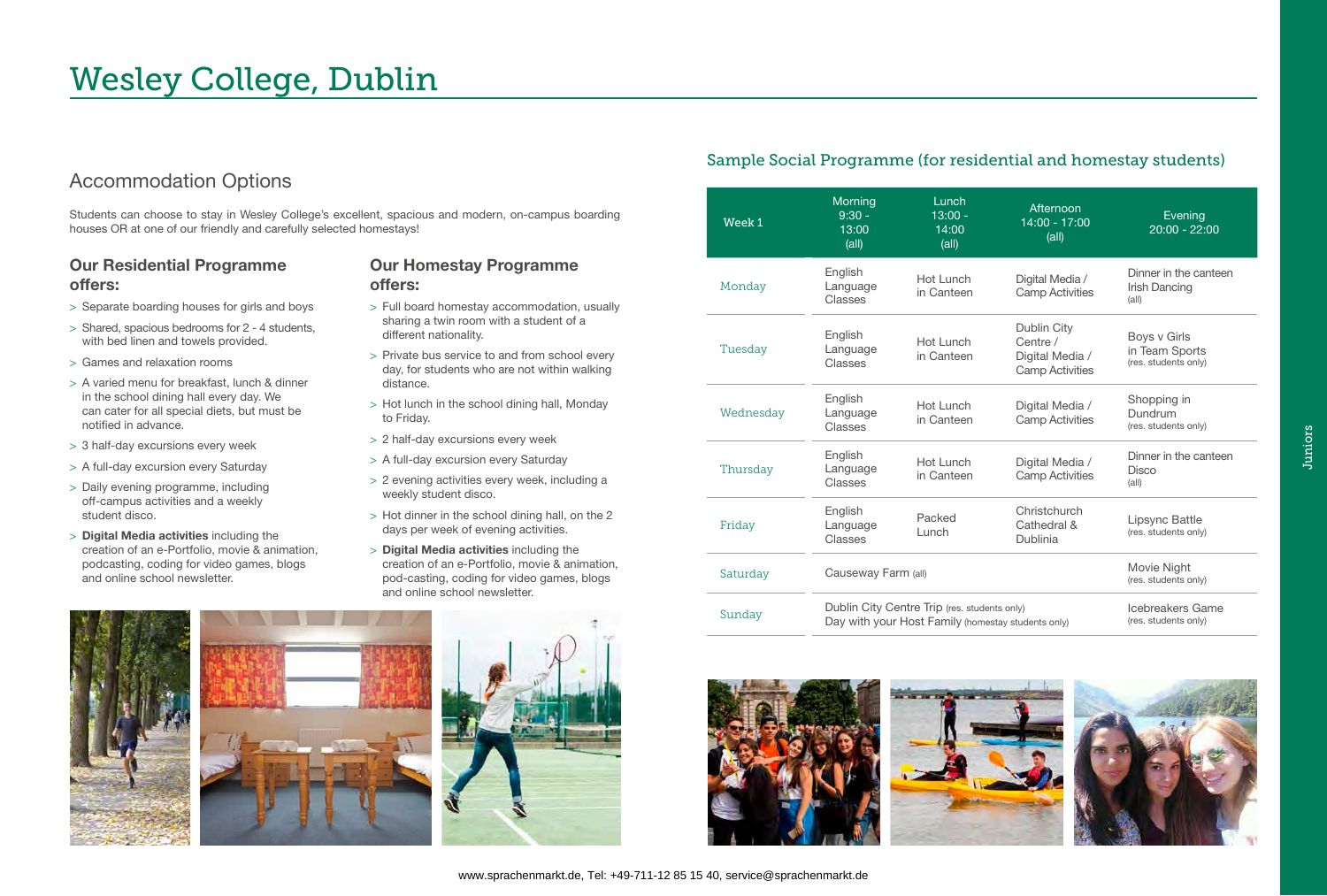# Wesley College, Dublin

## Accommodation Options

Students can choose to stay in Wesley College's excellent, spacious and modern, on-campus boarding houses OR at one of our friendly and carefully selected homestays!

### Our Residential Programme offers:

> Separate boarding houses for girls and boys
> Shared, spacious bedrooms for 2 - 4 students, with bed linen and towels provided.
> Games and relaxation rooms
> A varied menu for breakfast, lunch & dinner in the school dining hall every day. We can cater for all special diets, but must be notified in advance.
> 3 half-day excursions every week
> A full-day excursion every Saturday
> Daily evening programme, including off-campus activities and a weekly student disco.
> **Digital Media activities** including the creation of an e-Portfolio, movie & animation, podcasting, coding for video games, blogs and online school newsletter.

### Our Homestay Programme offers:

> Full board homestay accommodation, usually sharing a twin room with a student of a different nationality.
> Private bus service to and from school every day, for students who are not within walking distance.
> Hot lunch in the school dining hall, Monday to Friday.
> 2 half-day excursions every week
> A full-day excursion every Saturday
> 2 evening activities every week, including a weekly student disco.
> Hot dinner in the school dining hall, on the 2 days per week of evening activities.
> **Digital Media activities** including the creation of an e-Portfolio, movie & animation, pod-casting, coding for video games, blogs and online school newsletter.

## Sample Social Programme (for residential and homestay students)

| Week 1 | Morning 9:30 - 13:00 (all) | Lunch 13:00 - 14:00 (all) | Afternoon 14:00 - 17:00 (all) | Evening 20:00 - 22:00 |
|---|---|---|---|---|
| Monday | English Language Classes | Hot Lunch in Canteen | Digital Media / Camp Activities | Dinner in the canteen Irish Dancing (all) |
| Tuesday | English Language Classes | Hot Lunch in Canteen | Dublin City Centre / Digital Media / Camp Activities | Boys v Girls in Team Sports (res. students only) |
| Wednesday | English Language Classes | Hot Lunch in Canteen | Digital Media / Camp Activities | Shopping in Dundrum (res. students only) |
| Thursday | English Language Classes | Hot Lunch in Canteen | Digital Media / Camp Activities | Dinner in the canteen Disco (all) |
| Friday | English Language Classes | Packed Lunch | Christchurch Cathedral & Dublinia | Lipsync Battle (res. students only) |
| Saturday | Causeway Farm (all) | | | Movie Night (res. students only) |
| Sunday | Dublin City Centre Trip (res. students only) Day with your Host Family (homestay students only) | | | Icebreakers Game (res. students only) |

www.sprachenmarkt.de, Tel: +49-711-12 85 15 40, service@sprachenmarkt.de